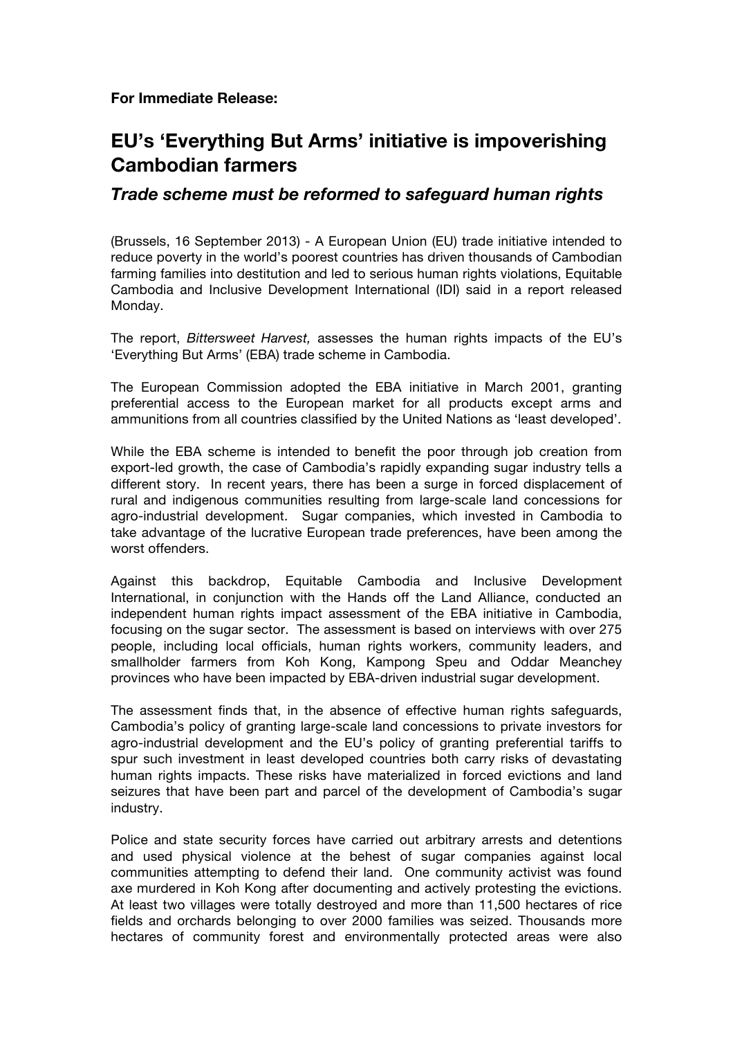**For Immediate Release:**

# EU's 'Everything But Arms' initiative is impoverishing Cambodian farmers

## *Trade scheme must be reformed to safeguard human rights*

(Brussels, 16 September 2013) - A European Union (EU) trade initiative intended to reduce poverty in the world's poorest countries has driven thousands of Cambodian farming families into destitution and led to serious human rights violations, Equitable Cambodia and Inclusive Development International (IDI) said in a report released Monday.

The report, *Bittersweet Harvest,* assesses the human rights impacts of the EU's 'Everything But Arms' (EBA) trade scheme in Cambodia.

The European Commission adopted the EBA initiative in March 2001, granting preferential access to the European market for all products except arms and ammunitions from all countries classified by the United Nations as 'least developed'.

While the EBA scheme is intended to benefit the poor through job creation from export-led growth, the case of Cambodia's rapidly expanding sugar industry tells a different story. In recent years, there has been a surge in forced displacement of rural and indigenous communities resulting from large-scale land concessions for agro-industrial development. Sugar companies, which invested in Cambodia to take advantage of the lucrative European trade preferences, have been among the worst offenders.

Against this backdrop, Equitable Cambodia and Inclusive Development International, in conjunction with the Hands off the Land Alliance, conducted an independent human rights impact assessment of the EBA initiative in Cambodia, focusing on the sugar sector. The assessment is based on interviews with over 275 people, including local officials, human rights workers, community leaders, and smallholder farmers from Koh Kong, Kampong Speu and Oddar Meanchey provinces who have been impacted by EBA-driven industrial sugar development.

The assessment finds that, in the absence of effective human rights safeguards, Cambodia's policy of granting large-scale land concessions to private investors for agro-industrial development and the EU's policy of granting preferential tariffs to spur such investment in least developed countries both carry risks of devastating human rights impacts. These risks have materialized in forced evictions and land seizures that have been part and parcel of the development of Cambodia's sugar industry.

Police and state security forces have carried out arbitrary arrests and detentions and used physical violence at the behest of sugar companies against local communities attempting to defend their land. One community activist was found axe murdered in Koh Kong after documenting and actively protesting the evictions. At least two villages were totally destroyed and more than 11,500 hectares of rice fields and orchards belonging to over 2000 families was seized. Thousands more hectares of community forest and environmentally protected areas were also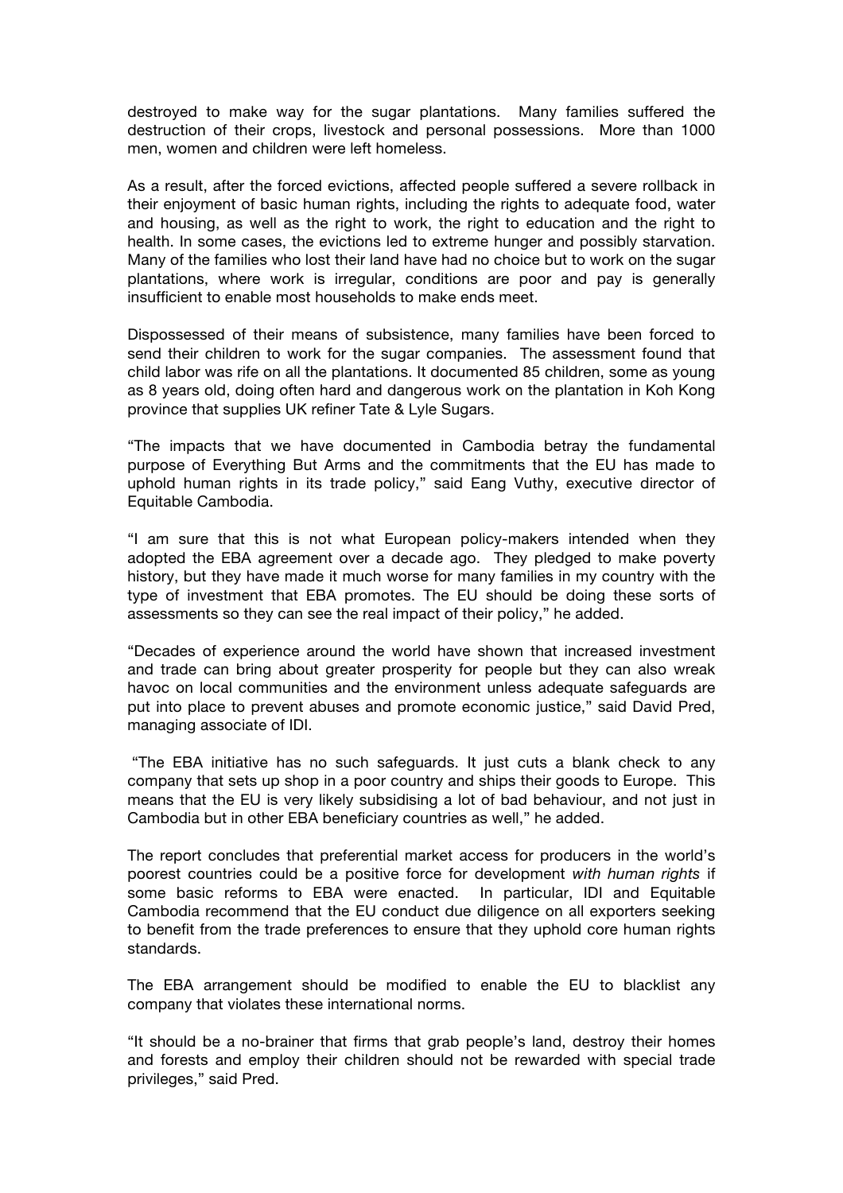destroyed to make way for the sugar plantations. Many families suffered the destruction of their crops, livestock and personal possessions. More than 1000 men, women and children were left homeless.

As a result, after the forced evictions, affected people suffered a severe rollback in their enjoyment of basic human rights, including the rights to adequate food, water and housing, as well as the right to work, the right to education and the right to health. In some cases, the evictions led to extreme hunger and possibly starvation. Many of the families who lost their land have had no choice but to work on the sugar plantations, where work is irregular, conditions are poor and pay is generally insufficient to enable most households to make ends meet.

Dispossessed of their means of subsistence, many families have been forced to send their children to work for the sugar companies. The assessment found that child labor was rife on all the plantations. It documented 85 children, some as young as 8 years old, doing often hard and dangerous work on the plantation in Koh Kong province that supplies UK refiner Tate & Lyle Sugars.

"The impacts that we have documented in Cambodia betray the fundamental purpose of Everything But Arms and the commitments that the EU has made to uphold human rights in its trade policy," said Eang Vuthy, executive director of Equitable Cambodia.

"I am sure that this is not what European policy-makers intended when they adopted the EBA agreement over a decade ago. They pledged to make poverty history, but they have made it much worse for many families in my country with the type of investment that EBA promotes. The EU should be doing these sorts of assessments so they can see the real impact of their policy," he added.

"Decades of experience around the world have shown that increased investment and trade can bring about greater prosperity for people but they can also wreak havoc on local communities and the environment unless adequate safeguards are put into place to prevent abuses and promote economic justice," said David Pred, managing associate of IDI.

"The EBA initiative has no such safeguards. It just cuts a blank check to any company that sets up shop in a poor country and ships their goods to Europe. This means that the EU is very likely subsidising a lot of bad behaviour, and not just in Cambodia but in other EBA beneficiary countries as well," he added.

The report concludes that preferential market access for producers in the world's poorest countries could be a positive force for development *with human rights* if some basic reforms to EBA were enacted. In particular, IDI and Equitable Cambodia recommend that the EU conduct due diligence on all exporters seeking to benefit from the trade preferences to ensure that they uphold core human rights standards.

The EBA arrangement should be modified to enable the EU to blacklist any company that violates these international norms.

"It should be a no-brainer that firms that grab people's land, destroy their homes and forests and employ their children should not be rewarded with special trade privileges," said Pred.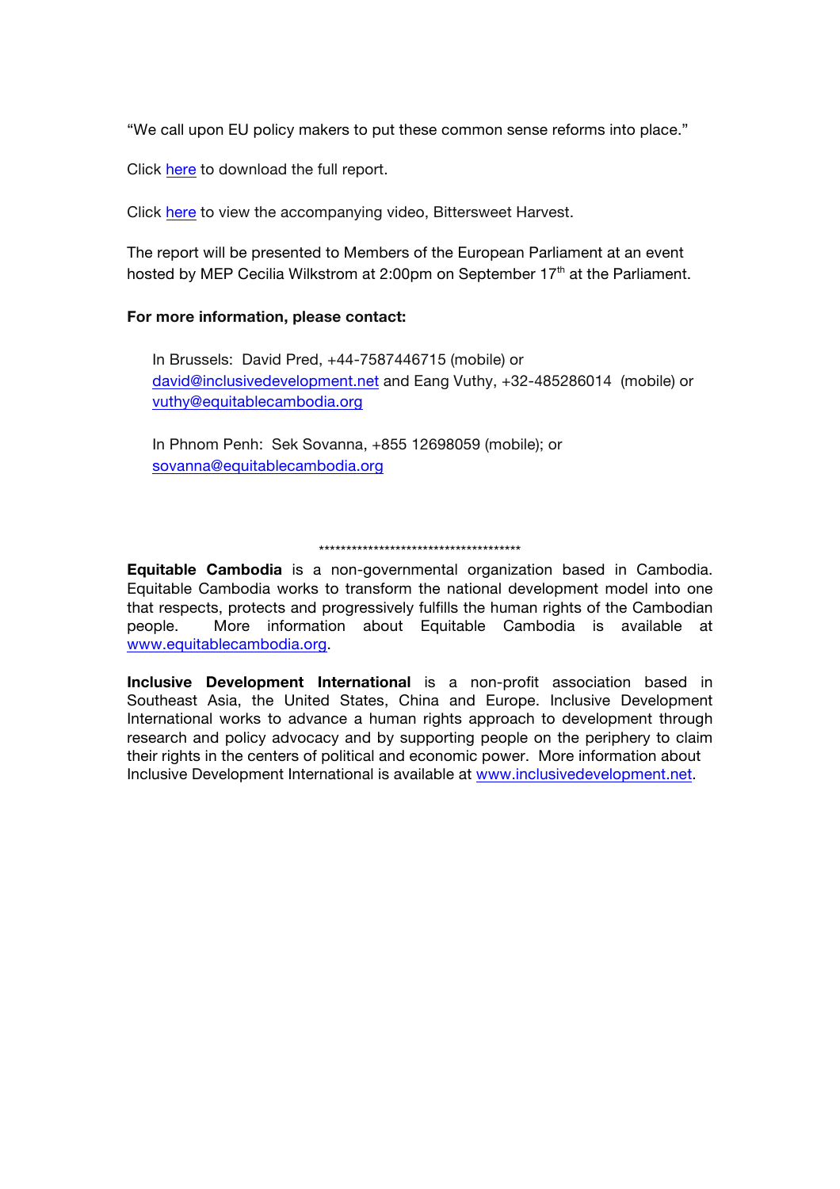"We call upon EU policy makers to put these common sense reforms into place."

Click here to download the full report.

Click here to view the accompanying video, Bittersweet Harvest.

The report will be presented to Members of the European Parliament at an event hosted by MEP Cecilia Wilkstrom at 2:00pm on September 17th at the Parliament.

**For more information, please contact:**

In Brussels: David Pred, +44-7587446715 (mobile) or david@inclusivedevelopment.net and Eang Vuthy, +32-485286014 (mobile) or vuthy@equitablecambodia.org

In Phnom Penh: Sek Sovanna, +855 12698059 (mobile); or sovanna@equitablecambodia.org

\*\*\*\*\*\*\*\*\*\*\*\*\*\*\*\*\*\*\*\*\*\*\*\*\*\*\*\*\*\*\*\*\*\*\*\*\*\*\*

**Equitable Cambodia** is a non-governmental organization based in Cambodia. Equitable Cambodia works to transform the national development model into one that respects, protects and progressively fulfills the human rights of the Cambodian people. More information about Equitable Cambodia is available at www.equitablecambodia.org.

**Inclusive Development International** is a non-profit association based in Southeast Asia, the United States, China and Europe. Inclusive Development International works to advance a human rights approach to development through research and policy advocacy and by supporting people on the periphery to claim their rights in the centers of political and economic power. More information about Inclusive Development International is available at www.inclusivedevelopment.net.